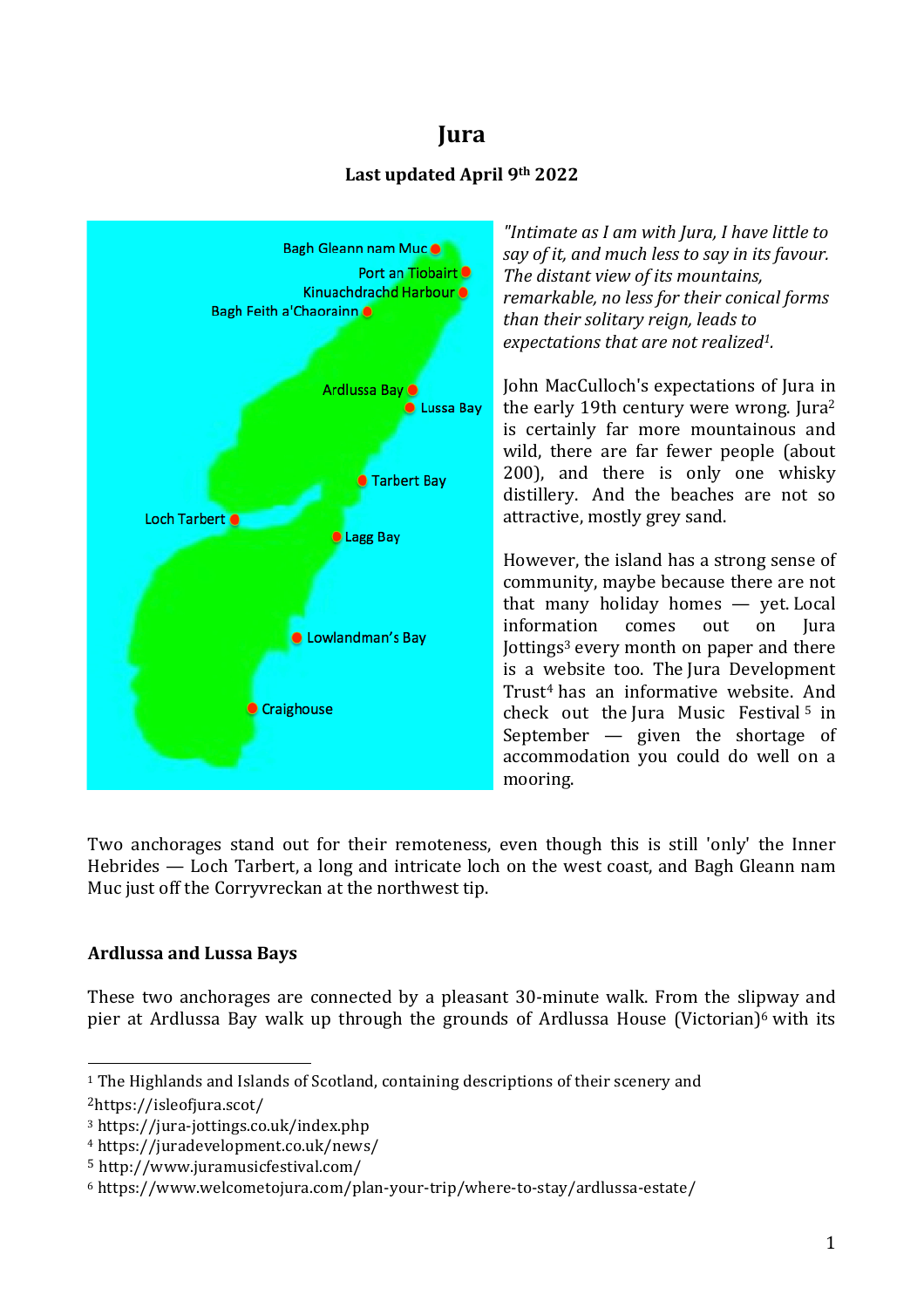# Jura

**Last updated April 9th 2022**

Bagh Gleann nam Muc
Port an Tiobairt
Kinuachdrachd Harbour
Bagh Feith a'Chaorainn
Ardlussa Bay
Lussa Bay
Tarbert Bay
Loch Tarbert
Lagg Bay
Lowlandman's Bay
Craighouse

*"Intimate as I am with Jura, I have little to say of it, and much less to say in its favour. The distant view of its mountains, remarkable, no less for their conical forms than their solitary reign, leads to expectations that are not realized[1].*

John MacCulloch's expectations of Jura in the early 19th century were wrong. Jura[2] is certainly far more mountainous and wild, there are far fewer people (about 200), and there is only one whisky distillery. And the beaches are not so attractive, mostly grey sand.

However, the island has a strong sense of community, maybe because there are not that many holiday homes — yet. Local information comes out on Jura Jottings[3] every month on paper and there is a website too. The Jura Development Trust[4] has an informative website. And check out the Jura Music Festival[5] in September — given the shortage of accommodation you could do well on a mooring.

Two anchorages stand out for their remoteness, even though this is still 'only' the Inner Hebrides — Loch Tarbert, a long and intricate loch on the west coast, and Bagh Gleann nam Muc just off the Corryvreckan at the northwest tip.

### Ardlussa and Lussa Bays

These two anchorages are connected by a pleasant 30-minute walk. From the slipway and pier at Ardlussa Bay walk up through the grounds of Ardlussa House (Victorian)[6] with its

---

[1] The Highlands and Islands of Scotland, containing descriptions of their scenery and

[2] https://isleofjura.scot/

[3] https://jura-jottings.co.uk/index.php

[4] https://juradevelopment.co.uk/news/

[5] http://www.juramusicfestival.com/

[6] https://www.welcometojura.com/plan-your-trip/where-to-stay/ardlussa-estate/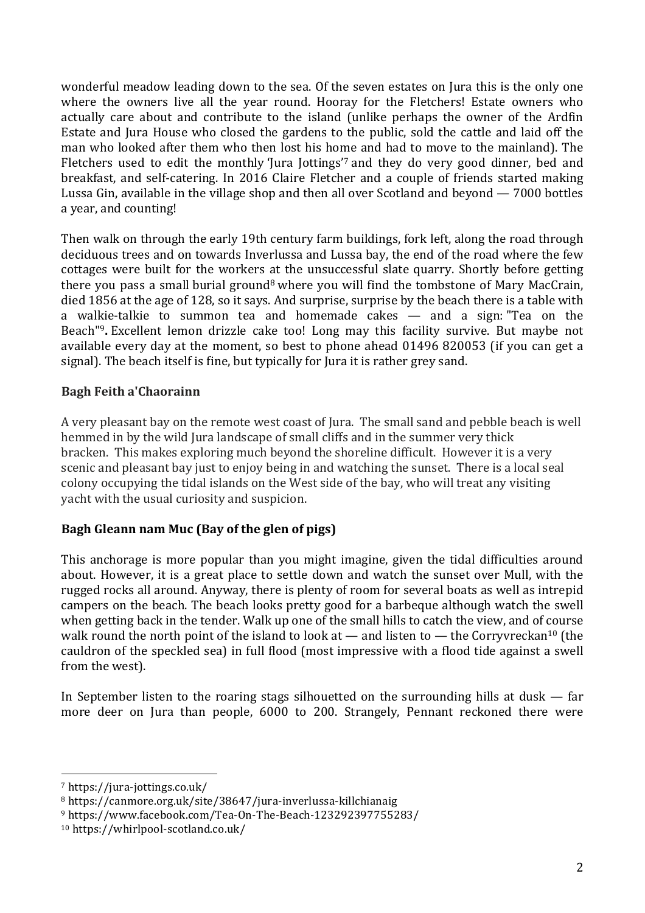wonderful meadow leading down to the sea. Of the seven estates on Jura this is the only one where the owners live all the year round. Hooray for the Fletchers! Estate owners who actually care about and contribute to the island (unlike perhaps the owner of the Ardfin Estate and Jura House who closed the gardens to the public, sold the cattle and laid off the man who looked after them who then lost his home and had to move to the mainland). The Fletchers used to edit the monthly 'Jura Jottings'[7] and they do very good dinner, bed and breakfast, and self-catering. In 2016 Claire Fletcher and a couple of friends started making Lussa Gin, available in the village shop and then all over Scotland and beyond — 7000 bottles a year, and counting!

Then walk on through the early 19th century farm buildings, fork left, along the road through deciduous trees and on towards Inverlussa and Lussa bay, the end of the road where the few cottages were built for the workers at the unsuccessful slate quarry. Shortly before getting there you pass a small burial ground[8] where you will find the tombstone of Mary MacCrain, died 1856 at the age of 128, so it says. And surprise, surprise by the beach there is a table with a walkie-talkie to summon tea and homemade cakes — and a sign: "Tea on the Beach"[9]**.** Excellent lemon drizzle cake too! Long may this facility survive. But maybe not available every day at the moment, so best to phone ahead 01496 820053 (if you can get a signal). The beach itself is fine, but typically for Jura it is rather grey sand.

**Bagh Feith a'Chaorainn**

A very pleasant bay on the remote west coast of Jura. The small sand and pebble beach is well hemmed in by the wild Jura landscape of small cliffs and in the summer very thick bracken. This makes exploring much beyond the shoreline difficult. However it is a very scenic and pleasant bay just to enjoy being in and watching the sunset. There is a local seal colony occupying the tidal islands on the West side of the bay, who will treat any visiting yacht with the usual curiosity and suspicion.

**Bagh Gleann nam Muc (Bay of the glen of pigs)**

This anchorage is more popular than you might imagine, given the tidal difficulties around about. However, it is a great place to settle down and watch the sunset over Mull, with the rugged rocks all around. Anyway, there is plenty of room for several boats as well as intrepid campers on the beach. The beach looks pretty good for a barbeque although watch the swell when getting back in the tender. Walk up one of the small hills to catch the view, and of course walk round the north point of the island to look at — and listen to — the Corryvreckan[10] (the cauldron of the speckled sea) in full flood (most impressive with a flood tide against a swell from the west).

In September listen to the roaring stags silhouetted on the surrounding hills at dusk — far more deer on Jura than people, 6000 to 200. Strangely, Pennant reckoned there were

---

[7] https://jura-jottings.co.uk/

[8] https://canmore.org.uk/site/38647/jura-inverlussa-killchianaig

[9] https://www.facebook.com/Tea-On-The-Beach-123292397755283/

[10] https://whirlpool-scotland.co.uk/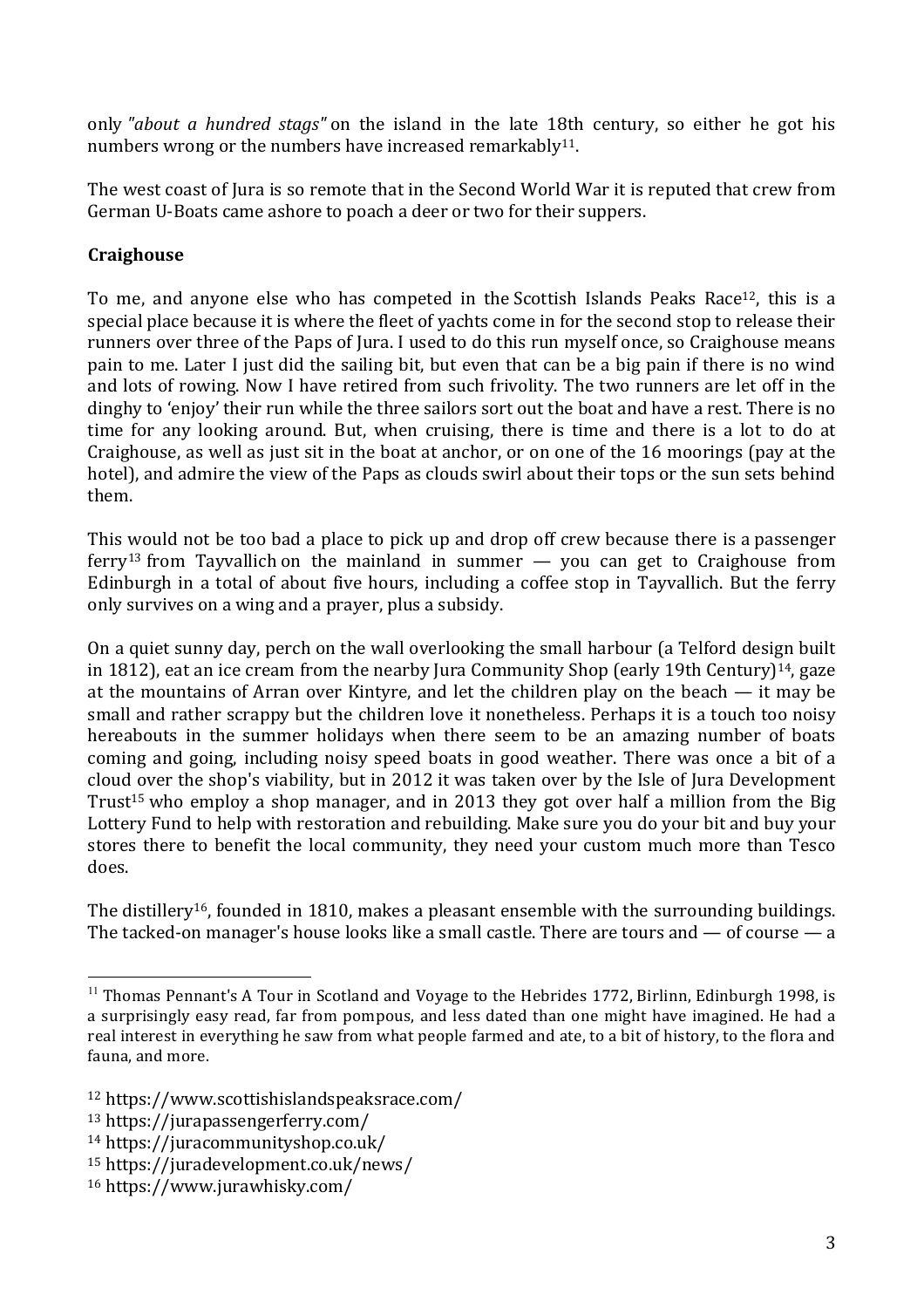only *"about a hundred stags"* on the island in the late 18th century, so either he got his numbers wrong or the numbers have increased remarkably[11].

The west coast of Jura is so remote that in the Second World War it is reputed that crew from German U-Boats came ashore to poach a deer or two for their suppers.

**Craighouse**

To me, and anyone else who has competed in the Scottish Islands Peaks Race[12], this is a special place because it is where the fleet of yachts come in for the second stop to release their runners over three of the Paps of Jura. I used to do this run myself once, so Craighouse means pain to me. Later I just did the sailing bit, but even that can be a big pain if there is no wind and lots of rowing. Now I have retired from such frivolity. The two runners are let off in the dinghy to 'enjoy' their run while the three sailors sort out the boat and have a rest. There is no time for any looking around. But, when cruising, there is time and there is a lot to do at Craighouse, as well as just sit in the boat at anchor, or on one of the 16 moorings (pay at the hotel), and admire the view of the Paps as clouds swirl about their tops or the sun sets behind them.

This would not be too bad a place to pick up and drop off crew because there is a passenger ferry[13] from Tayvallich on the mainland in summer — you can get to Craighouse from Edinburgh in a total of about five hours, including a coffee stop in Tayvallich. But the ferry only survives on a wing and a prayer, plus a subsidy.

On a quiet sunny day, perch on the wall overlooking the small harbour (a Telford design built in 1812), eat an ice cream from the nearby Jura Community Shop (early 19th Century)[14], gaze at the mountains of Arran over Kintyre, and let the children play on the beach — it may be small and rather scrappy but the children love it nonetheless. Perhaps it is a touch too noisy hereabouts in the summer holidays when there seem to be an amazing number of boats coming and going, including noisy speed boats in good weather. There was once a bit of a cloud over the shop's viability, but in 2012 it was taken over by the Isle of Jura Development Trust[15] who employ a shop manager, and in 2013 they got over half a million from the Big Lottery Fund to help with restoration and rebuilding. Make sure you do your bit and buy your stores there to benefit the local community, they need your custom much more than Tesco does.

The distillery[16], founded in 1810, makes a pleasant ensemble with the surrounding buildings. The tacked-on manager's house looks like a small castle. There are tours and — of course — a

---

[11] Thomas Pennant's A Tour in Scotland and Voyage to the Hebrides 1772, Birlinn, Edinburgh 1998, is a surprisingly easy read, far from pompous, and less dated than one might have imagined. He had a real interest in everything he saw from what people farmed and ate, to a bit of history, to the flora and fauna, and more.

[12] https://www.scottishislandspeaksrace.com/

[13] https://jurapassengerferry.com/

[14] https://juracommunityshop.co.uk/

[15] https://juradevelopment.co.uk/news/

[16] https://www.jurawhisky.com/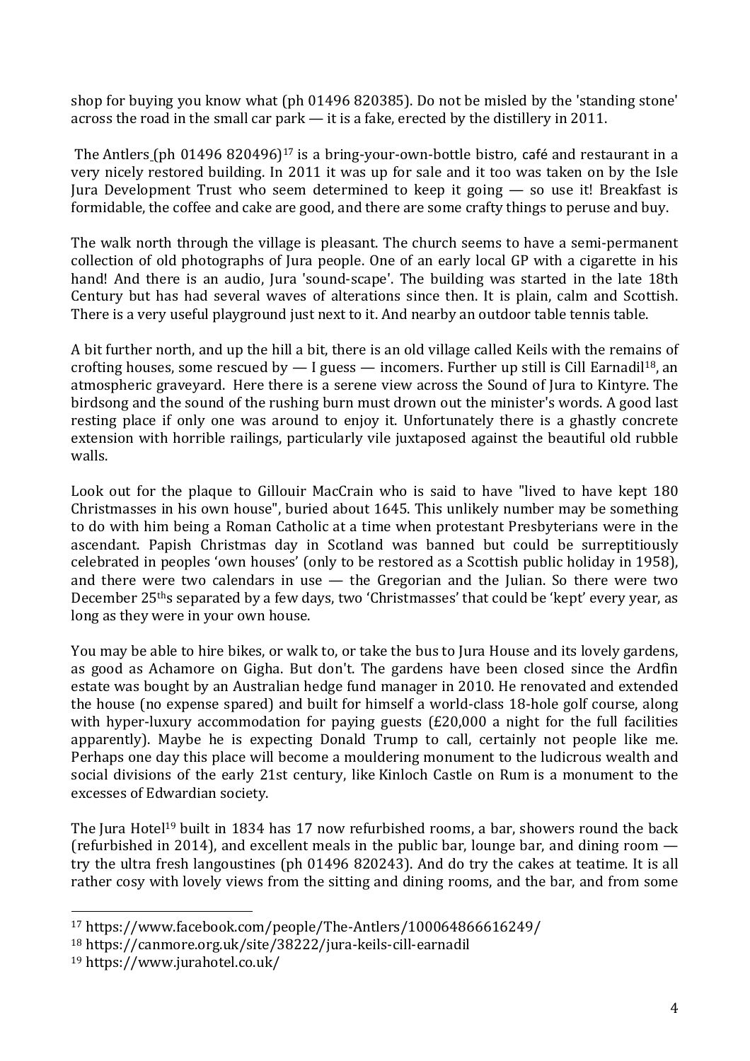shop for buying you know what (ph 01496 820385). Do not be misled by the 'standing stone' across the road in the small car park — it is a fake, erected by the distillery in 2011.

The Antlers (ph 01496 820496)[17] is a bring-your-own-bottle bistro, café and restaurant in a very nicely restored building. In 2011 it was up for sale and it too was taken on by the Isle Jura Development Trust who seem determined to keep it going — so use it! Breakfast is formidable, the coffee and cake are good, and there are some crafty things to peruse and buy.

The walk north through the village is pleasant. The church seems to have a semi-permanent collection of old photographs of Jura people. One of an early local GP with a cigarette in his hand! And there is an audio, Jura 'sound-scape'. The building was started in the late 18th Century but has had several waves of alterations since then. It is plain, calm and Scottish. There is a very useful playground just next to it. And nearby an outdoor table tennis table.

A bit further north, and up the hill a bit, there is an old village called Keils with the remains of crofting houses, some rescued by — I guess — incomers. Further up still is Cill Earnadil[18], an atmospheric graveyard. Here there is a serene view across the Sound of Jura to Kintyre. The birdsong and the sound of the rushing burn must drown out the minister's words. A good last resting place if only one was around to enjoy it. Unfortunately there is a ghastly concrete extension with horrible railings, particularly vile juxtaposed against the beautiful old rubble walls.

Look out for the plaque to Gillouir MacCrain who is said to have "lived to have kept 180 Christmasses in his own house", buried about 1645. This unlikely number may be something to do with him being a Roman Catholic at a time when protestant Presbyterians were in the ascendant. Papish Christmas day in Scotland was banned but could be surreptitiously celebrated in peoples 'own houses' (only to be restored as a Scottish public holiday in 1958), and there were two calendars in use — the Gregorian and the Julian. So there were two December 25ths separated by a few days, two 'Christmasses' that could be 'kept' every year, as long as they were in your own house.

You may be able to hire bikes, or walk to, or take the bus to Jura House and its lovely gardens, as good as Achamore on Gigha. But don't. The gardens have been closed since the Ardfin estate was bought by an Australian hedge fund manager in 2010. He renovated and extended the house (no expense spared) and built for himself a world-class 18-hole golf course, along with hyper-luxury accommodation for paying guests (£20,000 a night for the full facilities apparently). Maybe he is expecting Donald Trump to call, certainly not people like me. Perhaps one day this place will become a mouldering monument to the ludicrous wealth and social divisions of the early 21st century, like Kinloch Castle on Rum is a monument to the excesses of Edwardian society.

The Jura Hotel[19] built in 1834 has 17 now refurbished rooms, a bar, showers round the back (refurbished in 2014), and excellent meals in the public bar, lounge bar, and dining room — try the ultra fresh langoustines (ph 01496 820243). And do try the cakes at teatime. It is all rather cosy with lovely views from the sitting and dining rooms, and the bar, and from some

---

[17] https://www.facebook.com/people/The-Antlers/100064866616249/

[18] https://canmore.org.uk/site/38222/jura-keils-cill-earnadil

[19] https://www.jurahotel.co.uk/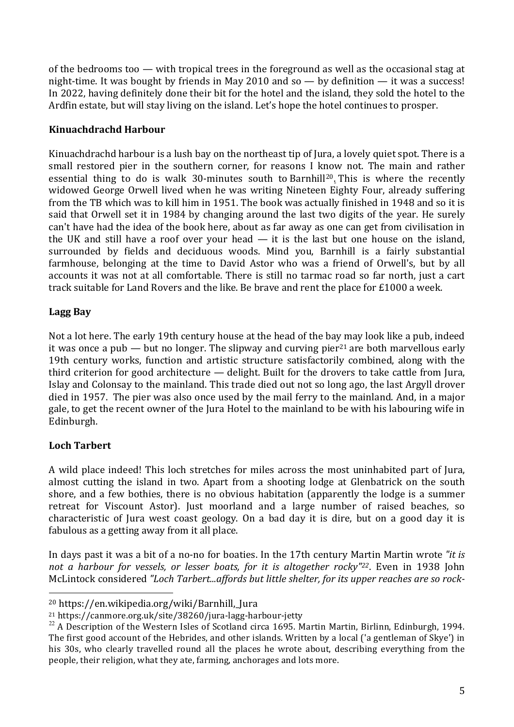of the bedrooms too — with tropical trees in the foreground as well as the occasional stag at night-time. It was bought by friends in May 2010 and so — by definition — it was a success! In 2022, having definitely done their bit for the hotel and the island, they sold the hotel to the Ardfin estate, but will stay living on the island. Let's hope the hotel continues to prosper.

**Kinuachdrachd Harbour**

Kinuachdrachd harbour is a lush bay on the northeast tip of Jura, a lovely quiet spot. There is a small restored pier in the southern corner, for reasons I know not. The main and rather essential thing to do is walk 30-minutes south to Barnhill[20]. This is where the recently widowed George Orwell lived when he was writing Nineteen Eighty Four, already suffering from the TB which was to kill him in 1951. The book was actually finished in 1948 and so it is said that Orwell set it in 1984 by changing around the last two digits of the year. He surely can't have had the idea of the book here, about as far away as one can get from civilisation in the UK and still have a roof over your head — it is the last but one house on the island, surrounded by fields and deciduous woods. Mind you, Barnhill is a fairly substantial farmhouse, belonging at the time to David Astor who was a friend of Orwell's, but by all accounts it was not at all comfortable. There is still no tarmac road so far north, just a cart track suitable for Land Rovers and the like. Be brave and rent the place for £1000 a week.

**Lagg Bay**

Not a lot here. The early 19th century house at the head of the bay may look like a pub, indeed it was once a pub — but no longer. The slipway and curving pier[21] are both marvellous early 19th century works, function and artistic structure satisfactorily combined, along with the third criterion for good architecture — delight. Built for the drovers to take cattle from Jura, Islay and Colonsay to the mainland. This trade died out not so long ago, the last Argyll drover died in 1957. The pier was also once used by the mail ferry to the mainland. And, in a major gale, to get the recent owner of the Jura Hotel to the mainland to be with his labouring wife in Edinburgh.

**Loch Tarbert**

A wild place indeed! This loch stretches for miles across the most uninhabited part of Jura, almost cutting the island in two. Apart from a shooting lodge at Glenbatrick on the south shore, and a few bothies, there is no obvious habitation (apparently the lodge is a summer retreat for Viscount Astor). Just moorland and a large number of raised beaches, so characteristic of Jura west coast geology. On a bad day it is dire, but on a good day it is fabulous as a getting away from it all place.

In days past it was a bit of a no-no for boaties. In the 17th century Martin Martin wrote *"it is not a harbour for vessels, or lesser boats, for it is altogether rocky"*[22]. Even in 1938 John McLintock considered *"Loch Tarbert...affords but little shelter, for its upper reaches are so rock-*

---

[20] https://en.wikipedia.org/wiki/Barnhill,_Jura

[21] https://canmore.org.uk/site/38260/jura-lagg-harbour-jetty

[22] A Description of the Western Isles of Scotland circa 1695. Martin Martin, Birlinn, Edinburgh, 1994. The first good account of the Hebrides, and other islands. Written by a local ('a gentleman of Skye') in his 30s, who clearly travelled round all the places he wrote about, describing everything from the people, their religion, what they ate, farming, anchorages and lots more.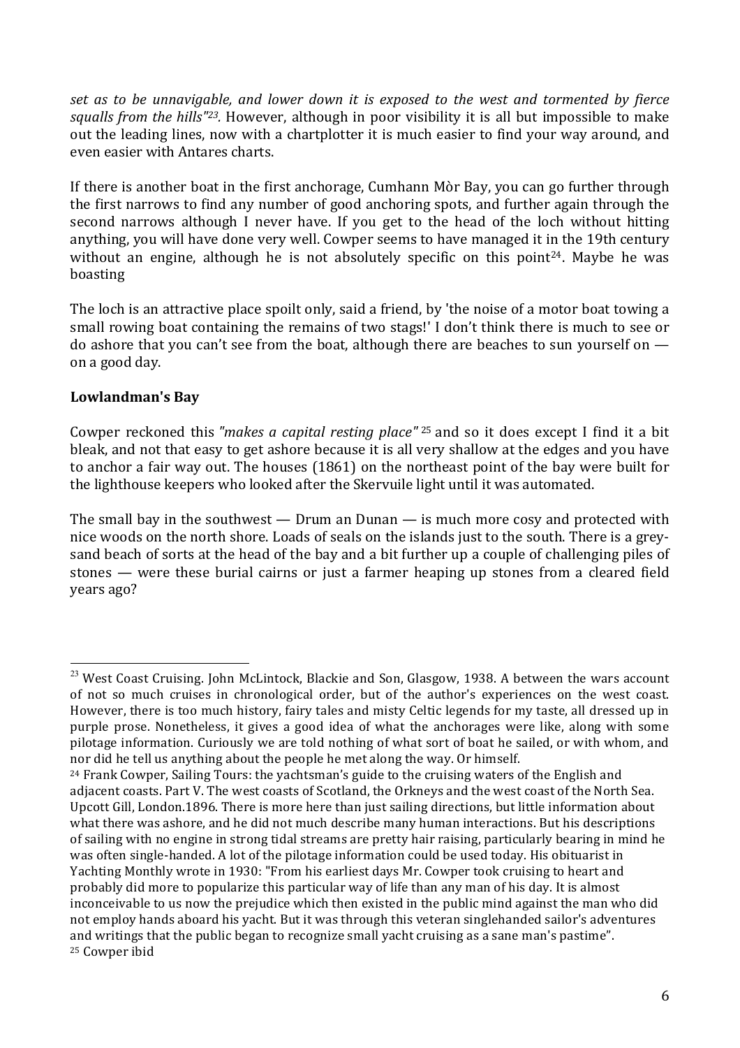*set as to be unnavigable, and lower down it is exposed to the west and tormented by fierce squalls from the hills"[23].* However, although in poor visibility it is all but impossible to make out the leading lines, now with a chartplotter it is much easier to find your way around, and even easier with Antares charts.

If there is another boat in the first anchorage, Cumhann Mòr Bay, you can go further through the first narrows to find any number of good anchoring spots, and further again through the second narrows although I never have. If you get to the head of the loch without hitting anything, you will have done very well. Cowper seems to have managed it in the 19th century without an engine, although he is not absolutely specific on this point[24]. Maybe he was boasting

The loch is an attractive place spoilt only, said a friend, by 'the noise of a motor boat towing a small rowing boat containing the remains of two stags!' I don't think there is much to see or do ashore that you can't see from the boat, although there are beaches to sun yourself on — on a good day.

**Lowlandman's Bay**

Cowper reckoned this *"makes a capital resting place"* [25] and so it does except I find it a bit bleak, and not that easy to get ashore because it is all very shallow at the edges and you have to anchor a fair way out. The houses (1861) on the northeast point of the bay were built for the lighthouse keepers who looked after the Skervuile light until it was automated.

The small bay in the southwest — Drum an Dunan — is much more cosy and protected with nice woods on the north shore. Loads of seals on the islands just to the south. There is a grey-sand beach of sorts at the head of the bay and a bit further up a couple of challenging piles of stones — were these burial cairns or just a farmer heaping up stones from a cleared field years ago?

---

[23] West Coast Cruising. John McLintock, Blackie and Son, Glasgow, 1938. A between the wars account of not so much cruises in chronological order, but of the author's experiences on the west coast. However, there is too much history, fairy tales and misty Celtic legends for my taste, all dressed up in purple prose. Nonetheless, it gives a good idea of what the anchorages were like, along with some pilotage information. Curiously we are told nothing of what sort of boat he sailed, or with whom, and nor did he tell us anything about the people he met along the way. Or himself.

[24] Frank Cowper, Sailing Tours: the yachtsman's guide to the cruising waters of the English and adjacent coasts. Part V. The west coasts of Scotland, the Orkneys and the west coast of the North Sea. Upcott Gill, London.1896. There is more here than just sailing directions, but little information about what there was ashore, and he did not much describe many human interactions. But his descriptions of sailing with no engine in strong tidal streams are pretty hair raising, particularly bearing in mind he was often single-handed. A lot of the pilotage information could be used today. His obituarist in Yachting Monthly wrote in 1930: "From his earliest days Mr. Cowper took cruising to heart and probably did more to popularize this particular way of life than any man of his day. It is almost inconceivable to us now the prejudice which then existed in the public mind against the man who did not employ hands aboard his yacht. But it was through this veteran singlehanded sailor's adventures and writings that the public began to recognize small yacht cruising as a sane man's pastime".

[25] Cowper ibid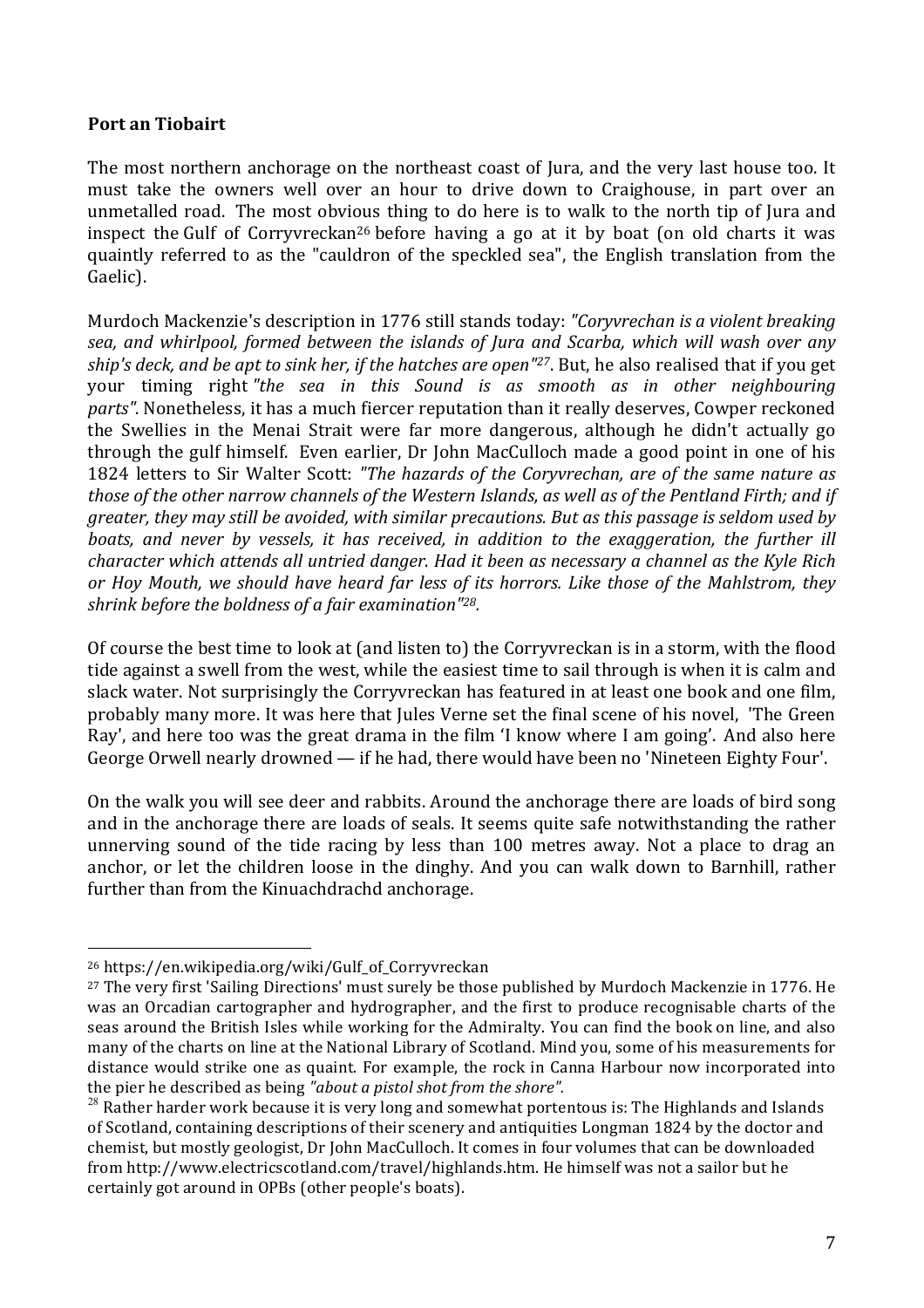**Port an Tiobairt**

The most northern anchorage on the northeast coast of Jura, and the very last house too. It must take the owners well over an hour to drive down to Craighouse, in part over an unmetalled road. The most obvious thing to do here is to walk to the north tip of Jura and inspect the Gulf of Corryvreckan[26] before having a go at it by boat (on old charts it was quaintly referred to as the "cauldron of the speckled sea", the English translation from the Gaelic).

Murdoch Mackenzie's description in 1776 still stands today: *"Coryvrechan is a violent breaking sea, and whirlpool, formed between the islands of Jura and Scarba, which will wash over any ship's deck, and be apt to sink her, if the hatches are open"[27]*. But, he also realised that if you get your timing right *"the sea in this Sound is as smooth as in other neighbouring parts".* Nonetheless, it has a much fiercer reputation than it really deserves, Cowper reckoned the Swellies in the Menai Strait were far more dangerous, although he didn't actually go through the gulf himself. Even earlier, Dr John MacCulloch made a good point in one of his 1824 letters to Sir Walter Scott: *"The hazards of the Coryvrechan, are of the same nature as those of the other narrow channels of the Western Islands, as well as of the Pentland Firth; and if greater, they may still be avoided, with similar precautions. But as this passage is seldom used by boats, and never by vessels, it has received, in addition to the exaggeration, the further ill character which attends all untried danger. Had it been as necessary a channel as the Kyle Rich or Hoy Mouth, we should have heard far less of its horrors. Like those of the Mahlstrom, they shrink before the boldness of a fair examination"[28].*

Of course the best time to look at (and listen to) the Corryvreckan is in a storm, with the flood tide against a swell from the west, while the easiest time to sail through is when it is calm and slack water. Not surprisingly the Corryvreckan has featured in at least one book and one film, probably many more. It was here that Jules Verne set the final scene of his novel, 'The Green Ray', and here too was the great drama in the film 'I know where I am going'. And also here George Orwell nearly drowned — if he had, there would have been no 'Nineteen Eighty Four'.

On the walk you will see deer and rabbits. Around the anchorage there are loads of bird song and in the anchorage there are loads of seals. It seems quite safe notwithstanding the rather unnerving sound of the tide racing by less than 100 metres away. Not a place to drag an anchor, or let the children loose in the dinghy. And you can walk down to Barnhill, rather further than from the Kinuachdrachd anchorage.

---

[26] https://en.wikipedia.org/wiki/Gulf_of_Corryvreckan

[27] The very first 'Sailing Directions' must surely be those published by Murdoch Mackenzie in 1776. He was an Orcadian cartographer and hydrographer, and the first to produce recognisable charts of the seas around the British Isles while working for the Admiralty. You can find the book on line, and also many of the charts on line at the National Library of Scotland. Mind you, some of his measurements for distance would strike one as quaint. For example, the rock in Canna Harbour now incorporated into the pier he described as being *"about a pistol shot from the shore".*

[28] Rather harder work because it is very long and somewhat portentous is: The Highlands and Islands of Scotland, containing descriptions of their scenery and antiquities Longman 1824 by the doctor and chemist, but mostly geologist, Dr John MacCulloch. It comes in four volumes that can be downloaded from http://www.electricscotland.com/travel/highlands.htm. He himself was not a sailor but he certainly got around in OPBs (other people's boats).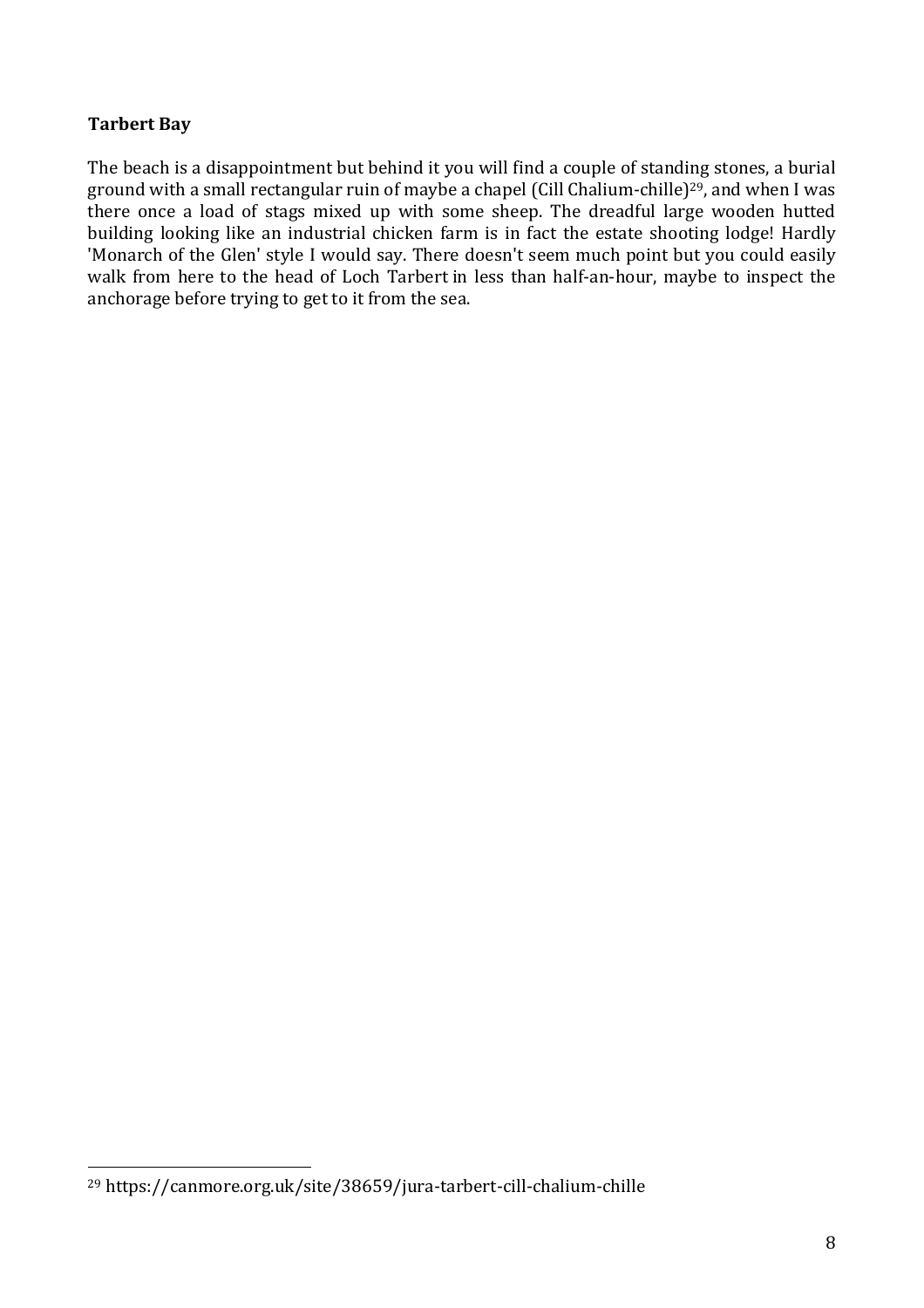**Tarbert Bay**

The beach is a disappointment but behind it you will find a couple of standing stones, a burial ground with a small rectangular ruin of maybe a chapel (Cill Chalium-chille)[29], and when I was there once a load of stags mixed up with some sheep. The dreadful large wooden hutted building looking like an industrial chicken farm is in fact the estate shooting lodge! Hardly 'Monarch of the Glen' style I would say. There doesn't seem much point but you could easily walk from here to the head of Loch Tarbert in less than half-an-hour, maybe to inspect the anchorage before trying to get to it from the sea.

[29] https://canmore.org.uk/site/38659/jura-tarbert-cill-chalium-chille